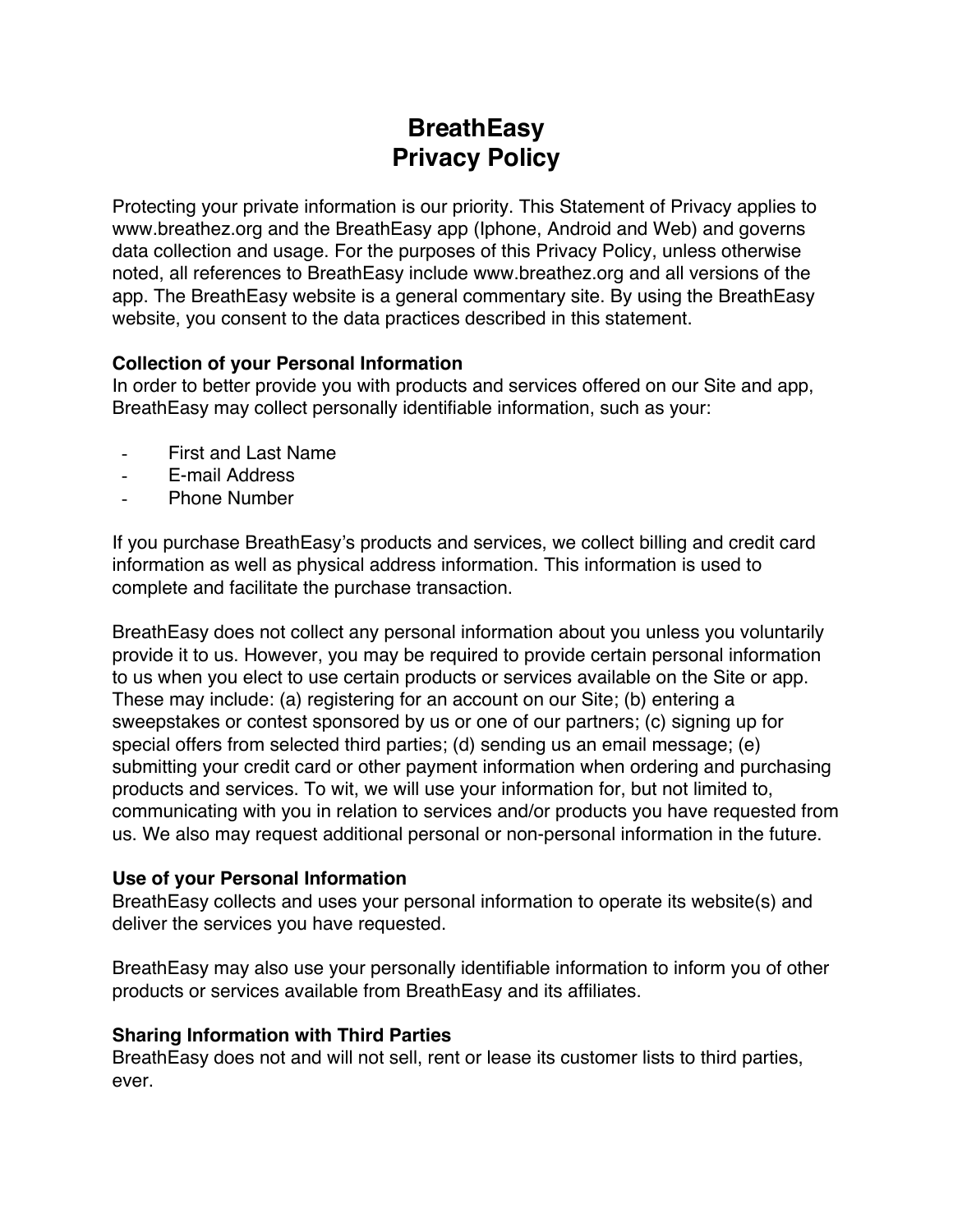# BreathEasy
# Privacy Policy

Protecting your private information is our priority. This Statement of Privacy applies to www.breathez.org and the BreathEasy app (Iphone, Android and Web) and governs data collection and usage. For the purposes of this Privacy Policy, unless otherwise noted, all references to BreathEasy include www.breathez.org and all versions of the app. The BreathEasy website is a general commentary site. By using the BreathEasy website, you consent to the data practices described in this statement.

**Collection of your Personal Information**

In order to better provide you with products and services offered on our Site and app, BreathEasy may collect personally identifiable information, such as your:

- First and Last Name
- E-mail Address
- Phone Number

If you purchase BreathEasy's products and services, we collect billing and credit card information as well as physical address information. This information is used to complete and facilitate the purchase transaction.

BreathEasy does not collect any personal information about you unless you voluntarily provide it to us. However, you may be required to provide certain personal information to us when you elect to use certain products or services available on the Site or app. These may include: (a) registering for an account on our Site; (b) entering a sweepstakes or contest sponsored by us or one of our partners; (c) signing up for special offers from selected third parties; (d) sending us an email message; (e) submitting your credit card or other payment information when ordering and purchasing products and services. To wit, we will use your information for, but not limited to, communicating with you in relation to services and/or products you have requested from us. We also may request additional personal or non-personal information in the future.

**Use of your Personal Information**

BreathEasy collects and uses your personal information to operate its website(s) and deliver the services you have requested.

BreathEasy may also use your personally identifiable information to inform you of other products or services available from BreathEasy and its affiliates.

**Sharing Information with Third Parties**

BreathEasy does not and will not sell, rent or lease its customer lists to third parties, ever.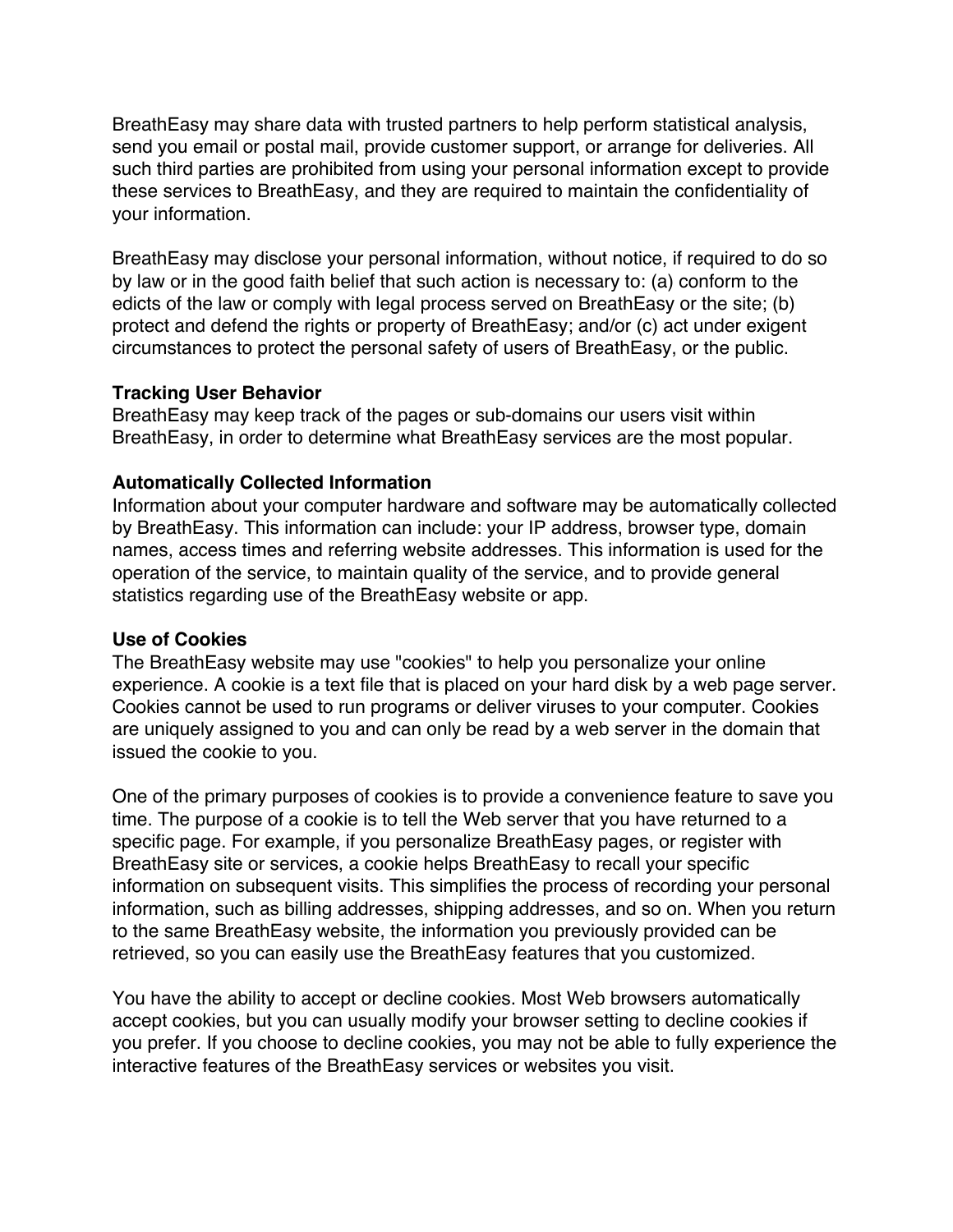BreathEasy may share data with trusted partners to help perform statistical analysis, send you email or postal mail, provide customer support, or arrange for deliveries. All such third parties are prohibited from using your personal information except to provide these services to BreathEasy, and they are required to maintain the confidentiality of your information.

BreathEasy may disclose your personal information, without notice, if required to do so by law or in the good faith belief that such action is necessary to: (a) conform to the edicts of the law or comply with legal process served on BreathEasy or the site; (b) protect and defend the rights or property of BreathEasy; and/or (c) act under exigent circumstances to protect the personal safety of users of BreathEasy, or the public.

**Tracking User Behavior**
BreathEasy may keep track of the pages or sub-domains our users visit within BreathEasy, in order to determine what BreathEasy services are the most popular.

**Automatically Collected Information**
Information about your computer hardware and software may be automatically collected by BreathEasy. This information can include: your IP address, browser type, domain names, access times and referring website addresses. This information is used for the operation of the service, to maintain quality of the service, and to provide general statistics regarding use of the BreathEasy website or app.

**Use of Cookies**
The BreathEasy website may use "cookies" to help you personalize your online experience. A cookie is a text file that is placed on your hard disk by a web page server. Cookies cannot be used to run programs or deliver viruses to your computer. Cookies are uniquely assigned to you and can only be read by a web server in the domain that issued the cookie to you.

One of the primary purposes of cookies is to provide a convenience feature to save you time. The purpose of a cookie is to tell the Web server that you have returned to a specific page. For example, if you personalize BreathEasy pages, or register with BreathEasy site or services, a cookie helps BreathEasy to recall your specific information on subsequent visits. This simplifies the process of recording your personal information, such as billing addresses, shipping addresses, and so on. When you return to the same BreathEasy website, the information you previously provided can be retrieved, so you can easily use the BreathEasy features that you customized.

You have the ability to accept or decline cookies. Most Web browsers automatically accept cookies, but you can usually modify your browser setting to decline cookies if you prefer. If you choose to decline cookies, you may not be able to fully experience the interactive features of the BreathEasy services or websites you visit.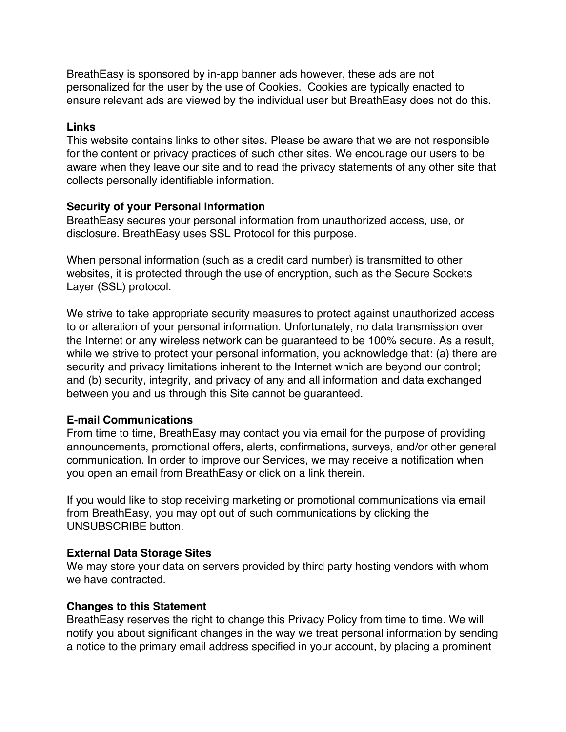BreathEasy is sponsored by in-app banner ads however, these ads are not personalized for the user by the use of Cookies.  Cookies are typically enacted to ensure relevant ads are viewed by the individual user but BreathEasy does not do this.

**Links**
This website contains links to other sites. Please be aware that we are not responsible for the content or privacy practices of such other sites. We encourage our users to be aware when they leave our site and to read the privacy statements of any other site that collects personally identifiable information.

**Security of your Personal Information**
BreathEasy secures your personal information from unauthorized access, use, or disclosure. BreathEasy uses SSL Protocol for this purpose.

When personal information (such as a credit card number) is transmitted to other websites, it is protected through the use of encryption, such as the Secure Sockets Layer (SSL) protocol.

We strive to take appropriate security measures to protect against unauthorized access to or alteration of your personal information. Unfortunately, no data transmission over the Internet or any wireless network can be guaranteed to be 100% secure. As a result, while we strive to protect your personal information, you acknowledge that: (a) there are security and privacy limitations inherent to the Internet which are beyond our control; and (b) security, integrity, and privacy of any and all information and data exchanged between you and us through this Site cannot be guaranteed.

**E-mail Communications**
From time to time, BreathEasy may contact you via email for the purpose of providing announcements, promotional offers, alerts, confirmations, surveys, and/or other general communication. In order to improve our Services, we may receive a notification when you open an email from BreathEasy or click on a link therein.

If you would like to stop receiving marketing or promotional communications via email from BreathEasy, you may opt out of such communications by clicking the UNSUBSCRIBE button.

**External Data Storage Sites**
We may store your data on servers provided by third party hosting vendors with whom we have contracted.

**Changes to this Statement**
BreathEasy reserves the right to change this Privacy Policy from time to time. We will notify you about significant changes in the way we treat personal information by sending a notice to the primary email address specified in your account, by placing a prominent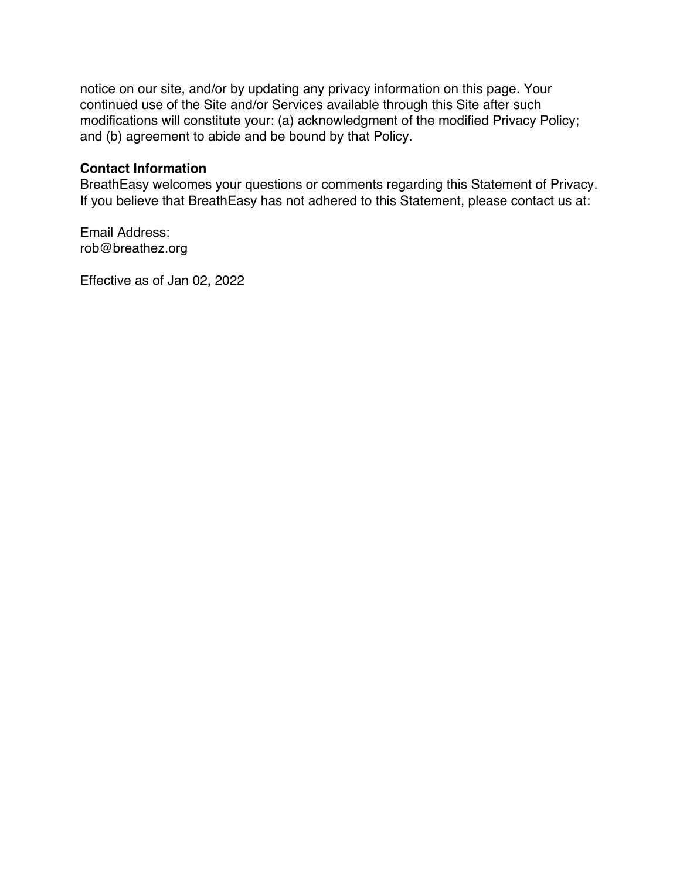notice on our site, and/or by updating any privacy information on this page. Your continued use of the Site and/or Services available through this Site after such modifications will constitute your: (a) acknowledgment of the modified Privacy Policy; and (b) agreement to abide and be bound by that Policy.

**Contact Information**

BreathEasy welcomes your questions or comments regarding this Statement of Privacy. If you believe that BreathEasy has not adhered to this Statement, please contact us at:

Email Address:
rob@breathez.org

Effective as of Jan 02, 2022